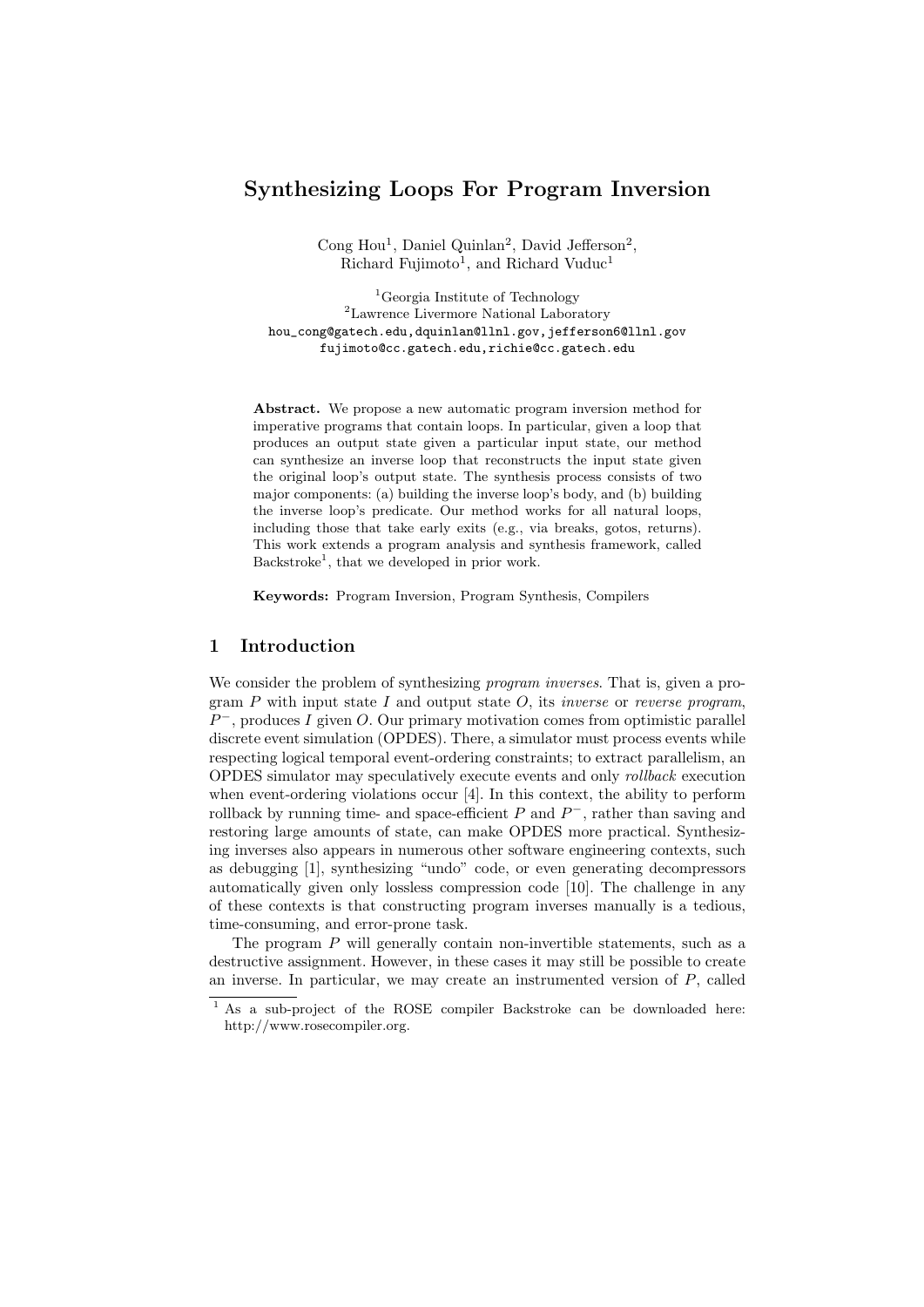# Synthesizing Loops For Program Inversion

Cong Hou[1], Daniel Quinlan[2], David Jefferson[2], Richard Fujimoto[1], and Richard Vuduc[1]

[1]Georgia Institute of Technology
[2]Lawrence Livermore National Laboratory
hou_cong@gatech.edu,dquinlan@llnl.gov,jefferson6@llnl.gov
fujimoto@cc.gatech.edu,richie@cc.gatech.edu

**Abstract.** We propose a new automatic program inversion method for imperative programs that contain loops. In particular, given a loop that produces an output state given a particular input state, our method can synthesize an inverse loop that reconstructs the input state given the original loop's output state. The synthesis process consists of two major components: (a) building the inverse loop's body, and (b) building the inverse loop's predicate. Our method works for all natural loops, including those that take early exits (e.g., via breaks, gotos, returns). This work extends a program analysis and synthesis framework, called Backstroke[1], that we developed in prior work.

**Keywords:** Program Inversion, Program Synthesis, Compilers

## 1 Introduction

We consider the problem of synthesizing *program inverses*. That is, given a program $P$ with input state $I$ and output state $O$, its *inverse* or *reverse program*, $P^{-}$, produces $I$ given $O$. Our primary motivation comes from optimistic parallel discrete event simulation (OPDES). There, a simulator must process events while respecting logical temporal event-ordering constraints; to extract parallelism, an OPDES simulator may speculatively execute events and only *rollback* execution when event-ordering violations occur [4]. In this context, the ability to perform rollback by running time- and space-efficient $P$ and $P^{-}$, rather than saving and restoring large amounts of state, can make OPDES more practical. Synthesizing inverses also appears in numerous other software engineering contexts, such as debugging [1], synthesizing "undo" code, or even generating decompressors automatically given only lossless compression code [10]. The challenge in any of these contexts is that constructing program inverses manually is a tedious, time-consuming, and error-prone task.

The program $P$ will generally contain non-invertible statements, such as a destructive assignment. However, in these cases it may still be possible to create an inverse. In particular, we may create an instrumented version of $P$, called

[1] As a sub-project of the ROSE compiler Backstroke can be downloaded here: http://www.rosecompiler.org.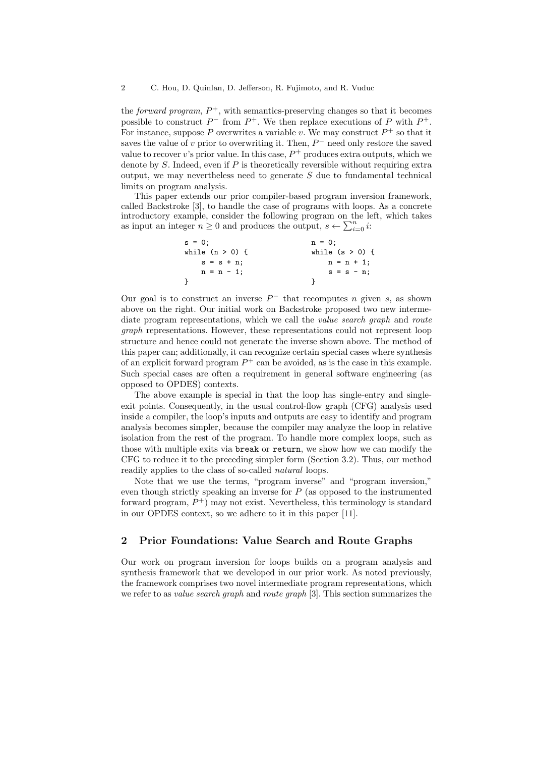the *forward program*, $P^+$, with semantics-preserving changes so that it becomes possible to construct $P^-$ from $P^+$. We then replace executions of $P$ with $P^+$. For instance, suppose $P$ overwrites a variable $v$. We may construct $P^+$ so that it saves the value of $v$ prior to overwriting it. Then, $P^-$ need only restore the saved value to recover $v$'s prior value. In this case, $P^+$ produces extra outputs, which we denote by $S$. Indeed, even if $P$ is theoretically reversible without requiring extra output, we may nevertheless need to generate $S$ due to fundamental technical limits on program analysis.

This paper extends our prior compiler-based program inversion framework, called Backstroke [3], to handle the case of programs with loops. As a concrete introductory example, consider the following program on the left, which takes as input an integer $n \geq 0$ and produces the output, $s \leftarrow \sum_{i=0}^{n} i$:

```
s = 0;                          n = 0;
while (n > 0) {                 while (s > 0) {
    s = s + n;                      n = n + 1;
    n = n - 1;                      s = s - n;
}                               }
```

Our goal is to construct an inverse $P^-$ that recomputes $n$ given $s$, as shown above on the right. Our initial work on Backstroke proposed two new intermediate program representations, which we call the *value search graph* and *route graph* representations. However, these representations could not represent loop structure and hence could not generate the inverse shown above. The method of this paper can; additionally, it can recognize certain special cases where synthesis of an explicit forward program $P^+$ can be avoided, as is the case in this example. Such special cases are often a requirement in general software engineering (as opposed to OPDES) contexts.

The above example is special in that the loop has single-entry and single-exit points. Consequently, in the usual control-flow graph (CFG) analysis used inside a compiler, the loop's inputs and outputs are easy to identify and program analysis becomes simpler, because the compiler may analyze the loop in relative isolation from the rest of the program. To handle more complex loops, such as those with multiple exits via `break` or `return`, we show how we can modify the CFG to reduce it to the preceding simpler form (Section 3.2). Thus, our method readily applies to the class of so-called *natural* loops.

Note that we use the terms, "program inverse" and "program inversion," even though strictly speaking an inverse for $P$ (as opposed to the instrumented forward program, $P^+$) may not exist. Nevertheless, this terminology is standard in our OPDES context, so we adhere to it in this paper [11].

## 2 Prior Foundations: Value Search and Route Graphs

Our work on program inversion for loops builds on a program analysis and synthesis framework that we developed in our prior work. As noted previously, the framework comprises two novel intermediate program representations, which we refer to as *value search graph* and *route graph* [3]. This section summarizes the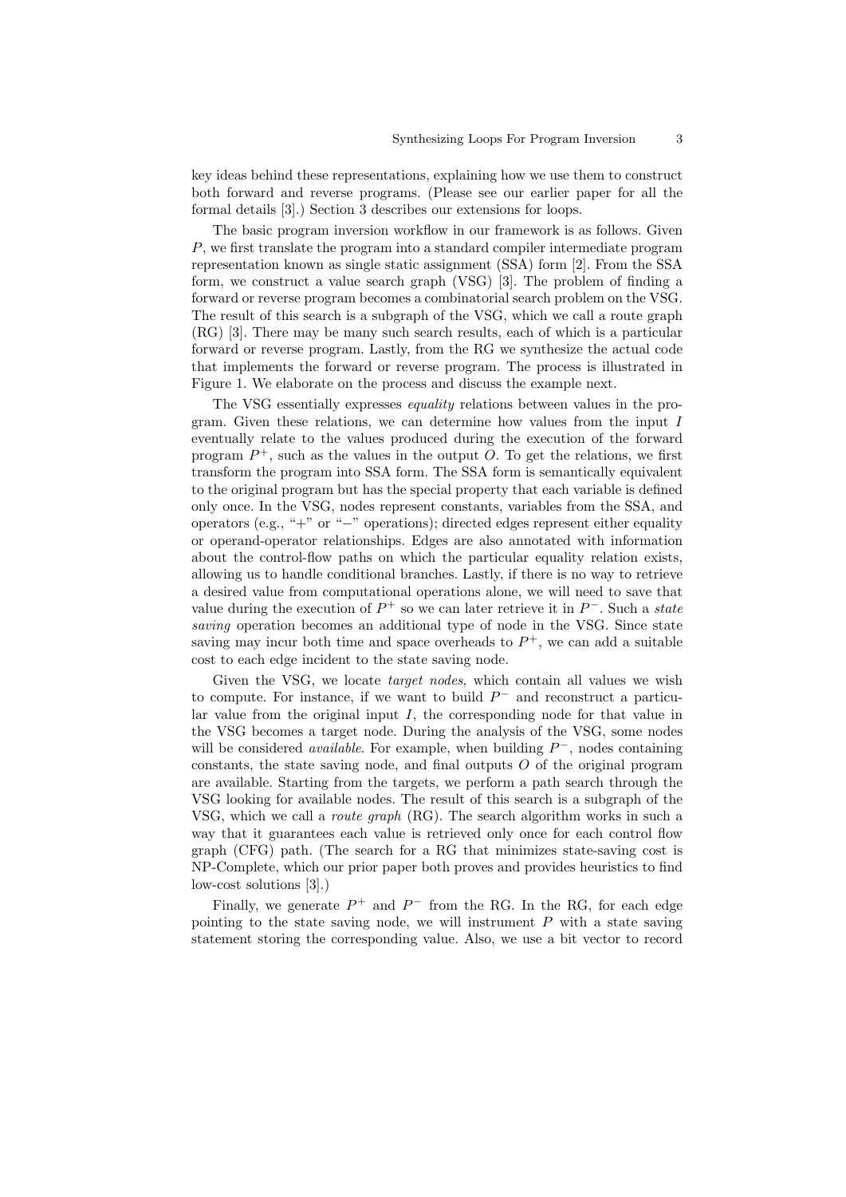key ideas behind these representations, explaining how we use them to construct both forward and reverse programs. (Please see our earlier paper for all the formal details [3].) Section 3 describes our extensions for loops.

The basic program inversion workflow in our framework is as follows. Given $P$, we first translate the program into a standard compiler intermediate program representation known as single static assignment (SSA) form [2]. From the SSA form, we construct a value search graph (VSG) [3]. The problem of finding a forward or reverse program becomes a combinatorial search problem on the VSG. The result of this search is a subgraph of the VSG, which we call a route graph (RG) [3]. There may be many such search results, each of which is a particular forward or reverse program. Lastly, from the RG we synthesize the actual code that implements the forward or reverse program. The process is illustrated in Figure 1. We elaborate on the process and discuss the example next.

The VSG essentially expresses *equality* relations between values in the program. Given these relations, we can determine how values from the input $I$ eventually relate to the values produced during the execution of the forward program $P^+$, such as the values in the output $O$. To get the relations, we first transform the program into SSA form. The SSA form is semantically equivalent to the original program but has the special property that each variable is defined only once. In the VSG, nodes represent constants, variables from the SSA, and operators (e.g., "+" or "−" operations); directed edges represent either equality or operand-operator relationships. Edges are also annotated with information about the control-flow paths on which the particular equality relation exists, allowing us to handle conditional branches. Lastly, if there is no way to retrieve a desired value from computational operations alone, we will need to save that value during the execution of $P^+$ so we can later retrieve it in $P^-$. Such a *state saving* operation becomes an additional type of node in the VSG. Since state saving may incur both time and space overheads to $P^+$, we can add a suitable cost to each edge incident to the state saving node.

Given the VSG, we locate *target nodes*, which contain all values we wish to compute. For instance, if we want to build $P^-$ and reconstruct a particular value from the original input $I$, the corresponding node for that value in the VSG becomes a target node. During the analysis of the VSG, some nodes will be considered *available*. For example, when building $P^-$, nodes containing constants, the state saving node, and final outputs $O$ of the original program are available. Starting from the targets, we perform a path search through the VSG looking for available nodes. The result of this search is a subgraph of the VSG, which we call a *route graph* (RG). The search algorithm works in such a way that it guarantees each value is retrieved only once for each control flow graph (CFG) path. (The search for a RG that minimizes state-saving cost is NP-Complete, which our prior paper both proves and provides heuristics to find low-cost solutions [3].)

Finally, we generate $P^+$ and $P^-$ from the RG. In the RG, for each edge pointing to the state saving node, we will instrument $P$ with a state saving statement storing the corresponding value. Also, we use a bit vector to record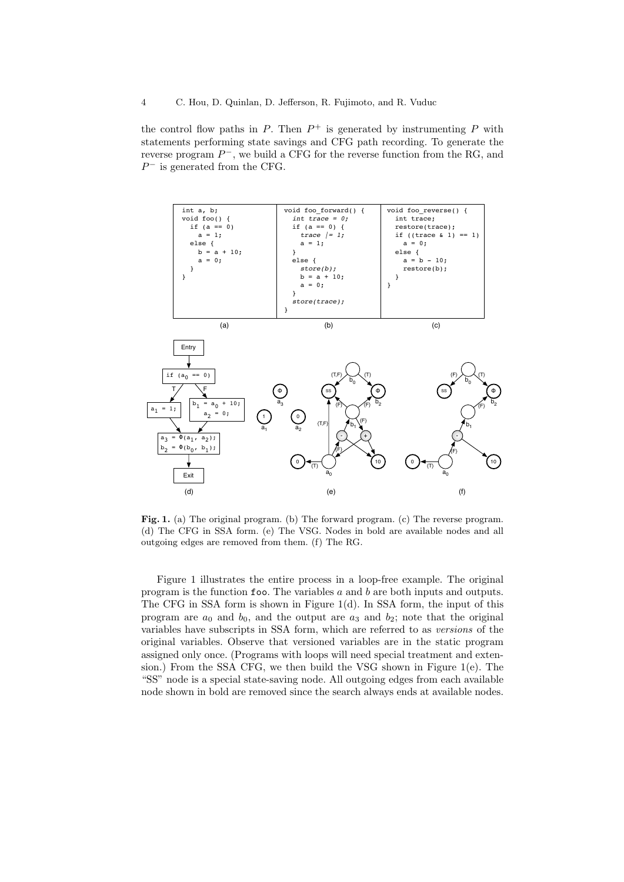the control flow paths in $P$. Then $P^+$ is generated by instrumenting $P$ with statements performing state savings and CFG path recording. To generate the reverse program $P^-$, we build a CFG for the reverse function from the RG, and $P^-$ is generated from the CFG.

```
int a, b;
void foo() {
  if (a == 0)
    a = 1;
  else {
    b = a + 10;
    a = 0;
  }
}
```

(a)

```
void foo_forward() {
  int trace = 0;
  if (a == 0) {
    trace |= 1;
    a = 1;
  }
  else {
    store(b);
    b = a + 10;
    a = 0;
  }
  store(trace);
}
```

(b)

```
void foo_reverse() {
  int trace;
  restore(trace);
  if ((trace & 1) == 1)
    a = 0;
  else {
    a = b - 10;
    restore(b);
  }
}
```

(c)

(d) (e) (f)

**Fig. 1.** (a) The original program. (b) The forward program. (c) The reverse program. (d) The CFG in SSA form. (e) The VSG. Nodes in bold are available nodes and all outgoing edges are removed from them. (f) The RG.

Figure 1 illustrates the entire process in a loop-free example. The original program is the function `foo`. The variables $a$ and $b$ are both inputs and outputs. The CFG in SSA form is shown in Figure 1(d). In SSA form, the input of this program are $a_0$ and $b_0$, and the output are $a_3$ and $b_2$; note that the original variables have subscripts in SSA form, which are referred to as *versions* of the original variables. Observe that versioned variables are in the static program assigned only once. (Programs with loops will need special treatment and extension.) From the SSA CFG, we then build the VSG shown in Figure 1(e). The "SS" node is a special state-saving node. All outgoing edges from each available node shown in bold are removed since the search always ends at available nodes.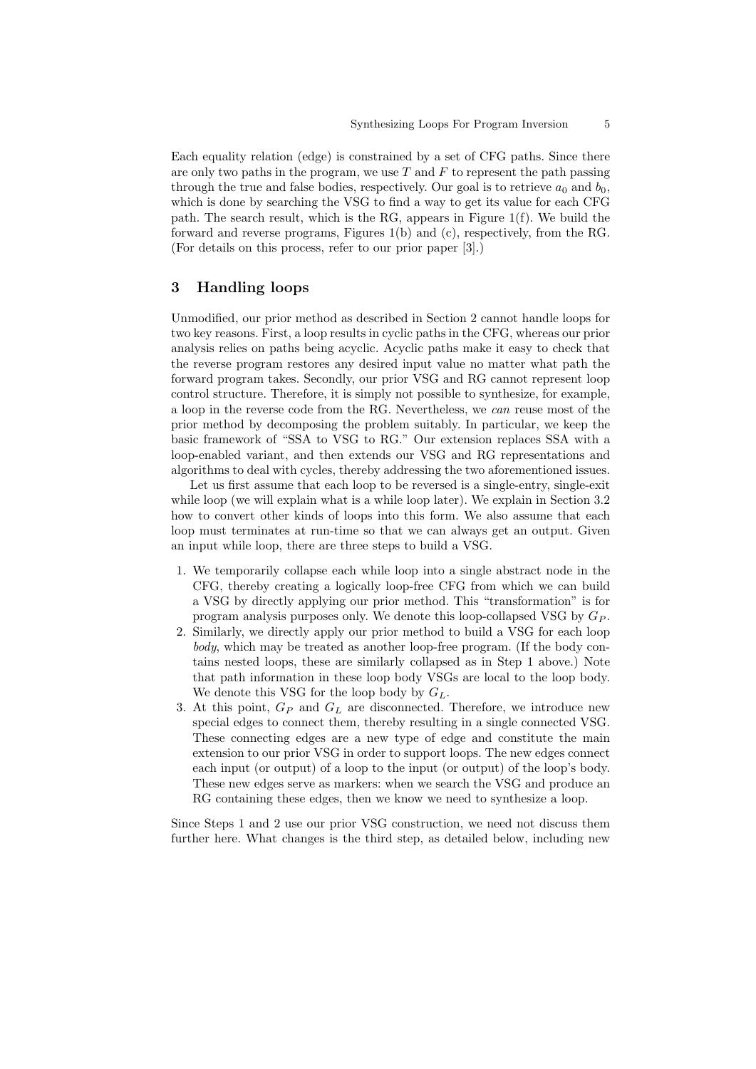Each equality relation (edge) is constrained by a set of CFG paths. Since there are only two paths in the program, we use $T$ and $F$ to represent the path passing through the true and false bodies, respectively. Our goal is to retrieve $a_0$ and $b_0$, which is done by searching the VSG to find a way to get its value for each CFG path. The search result, which is the RG, appears in Figure 1(f). We build the forward and reverse programs, Figures 1(b) and (c), respectively, from the RG. (For details on this process, refer to our prior paper [3].)

## 3 Handling loops

Unmodified, our prior method as described in Section 2 cannot handle loops for two key reasons. First, a loop results in cyclic paths in the CFG, whereas our prior analysis relies on paths being acyclic. Acyclic paths make it easy to check that the reverse program restores any desired input value no matter what path the forward program takes. Secondly, our prior VSG and RG cannot represent loop control structure. Therefore, it is simply not possible to synthesize, for example, a loop in the reverse code from the RG. Nevertheless, we *can* reuse most of the prior method by decomposing the problem suitably. In particular, we keep the basic framework of "SSA to VSG to RG." Our extension replaces SSA with a loop-enabled variant, and then extends our VSG and RG representations and algorithms to deal with cycles, thereby addressing the two aforementioned issues.

Let us first assume that each loop to be reversed is a single-entry, single-exit while loop (we will explain what is a while loop later). We explain in Section 3.2 how to convert other kinds of loops into this form. We also assume that each loop must terminates at run-time so that we can always get an output. Given an input while loop, there are three steps to build a VSG.

1. We temporarily collapse each while loop into a single abstract node in the CFG, thereby creating a logically loop-free CFG from which we can build a VSG by directly applying our prior method. This "transformation" is for program analysis purposes only. We denote this loop-collapsed VSG by $G_P$.
2. Similarly, we directly apply our prior method to build a VSG for each loop *body*, which may be treated as another loop-free program. (If the body contains nested loops, these are similarly collapsed as in Step 1 above.) Note that path information in these loop body VSGs are local to the loop body. We denote this VSG for the loop body by $G_L$.
3. At this point, $G_P$ and $G_L$ are disconnected. Therefore, we introduce new special edges to connect them, thereby resulting in a single connected VSG. These connecting edges are a new type of edge and constitute the main extension to our prior VSG in order to support loops. The new edges connect each input (or output) of a loop to the input (or output) of the loop's body. These new edges serve as markers: when we search the VSG and produce an RG containing these edges, then we know we need to synthesize a loop.

Since Steps 1 and 2 use our prior VSG construction, we need not discuss them further here. What changes is the third step, as detailed below, including new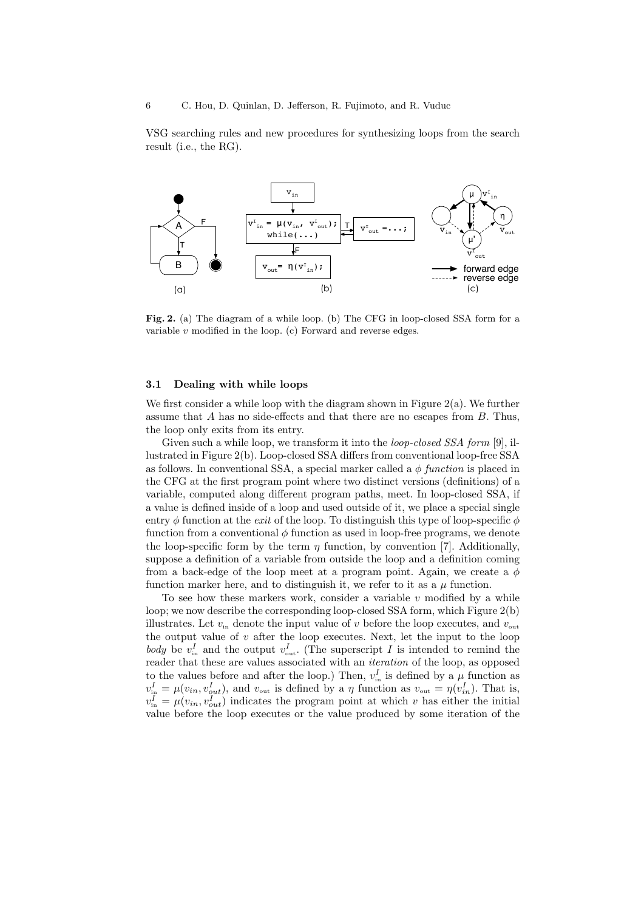VSG searching rules and new procedures for synthesizing loops from the search result (i.e., the RG).

**Fig. 2.** (a) The diagram of a while loop. (b) The CFG in loop-closed SSA form for a variable $v$ modified in the loop. (c) Forward and reverse edges.

### 3.1 Dealing with while loops

We first consider a while loop with the diagram shown in Figure 2(a). We further assume that $A$ has no side-effects and that there are no escapes from $B$. Thus, the loop only exits from its entry.

Given such a while loop, we transform it into the *loop-closed SSA form* [9], illustrated in Figure 2(b). Loop-closed SSA differs from conventional loop-free SSA as follows. In conventional SSA, a special marker called a $\phi$ *function* is placed in the CFG at the first program point where two distinct versions (definitions) of a variable, computed along different program paths, meet. In loop-closed SSA, if a value is defined inside of a loop and used outside of it, we place a special single entry $\phi$ function at the *exit* of the loop. To distinguish this type of loop-specific $\phi$ function from a conventional $\phi$ function as used in loop-free programs, we denote the loop-specific form by the term $\eta$ function, by convention [7]. Additionally, suppose a definition of a variable from outside the loop and a definition coming from a back-edge of the loop meet at a program point. Again, we create a $\phi$ function marker here, and to distinguish it, we refer to it as a $\mu$ function.

To see how these markers work, consider a variable $v$ modified by a while loop; we now describe the corresponding loop-closed SSA form, which Figure 2(b) illustrates. Let $v_{in}$ denote the input value of $v$ before the loop executes, and $v_{out}$ the output value of $v$ after the loop executes. Next, let the input to the loop *body* be $v^I_{in}$ and the output $v^I_{out}$. (The superscript $I$ is intended to remind the reader that these are values associated with an *iteration* of the loop, as opposed to the values before and after the loop.) Then, $v^I_{in}$ is defined by a $\mu$ function as $v^I_{in} = \mu(v_{in}, v^I_{out})$, and $v_{out}$ is defined by a $\eta$ function as $v_{out} = \eta(v^I_{in})$. That is, $v^I_{in} = \mu(v_{in}, v^I_{out})$ indicates the program point at which $v$ has either the initial value before the loop executes or the value produced by some iteration of the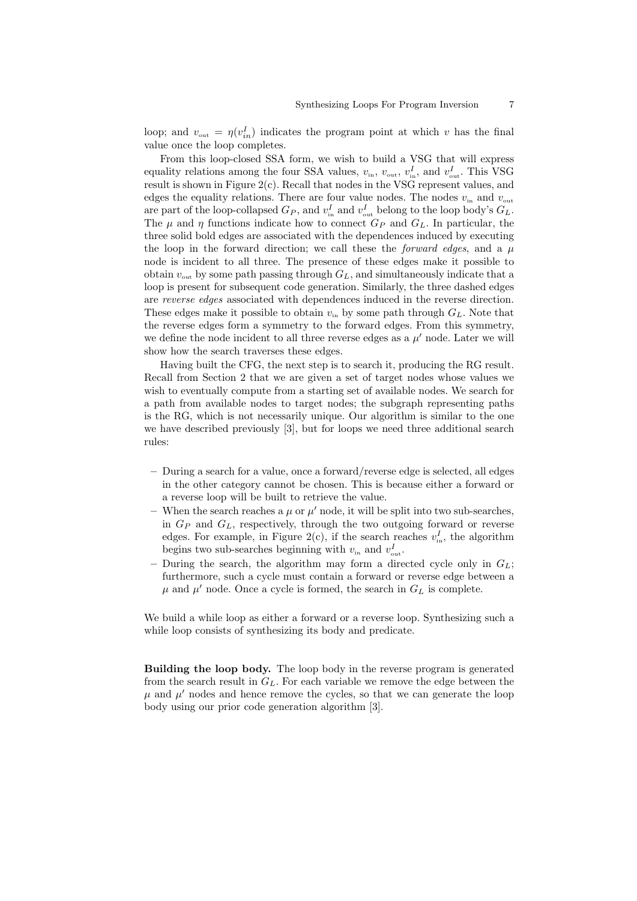loop; and $v_{out} = \eta(v^I_{in})$ indicates the program point at which $v$ has the final value once the loop completes.

From this loop-closed SSA form, we wish to build a VSG that will express equality relations among the four SSA values, $v_{in}$, $v_{out}$, $v^I_{in}$, and $v^I_{out}$. This VSG result is shown in Figure 2(c). Recall that nodes in the VSG represent values, and edges the equality relations. There are four value nodes. The nodes $v_{in}$ and $v_{out}$ are part of the loop-collapsed $G_P$, and $v^I_{in}$ and $v^I_{out}$ belong to the loop body's $G_L$. The $\mu$ and $\eta$ functions indicate how to connect $G_P$ and $G_L$. In particular, the three solid bold edges are associated with the dependences induced by executing the loop in the forward direction; we call these the *forward edges*, and a $\mu$ node is incident to all three. The presence of these edges make it possible to obtain $v_{out}$ by some path passing through $G_L$, and simultaneously indicate that a loop is present for subsequent code generation. Similarly, the three dashed edges are *reverse edges* associated with dependences induced in the reverse direction. These edges make it possible to obtain $v_{in}$ by some path through $G_L$. Note that the reverse edges form a symmetry to the forward edges. From this symmetry, we define the node incident to all three reverse edges as a $\mu'$ node. Later we will show how the search traverses these edges.

Having built the CFG, the next step is to search it, producing the RG result. Recall from Section 2 that we are given a set of target nodes whose values we wish to eventually compute from a starting set of available nodes. We search for a path from available nodes to target nodes; the subgraph representing paths is the RG, which is not necessarily unique. Our algorithm is similar to the one we have described previously [3], but for loops we need three additional search rules:

- During a search for a value, once a forward/reverse edge is selected, all edges in the other category cannot be chosen. This is because either a forward or a reverse loop will be built to retrieve the value.
- When the search reaches a $\mu$ or $\mu'$ node, it will be split into two sub-searches, in $G_P$ and $G_L$, respectively, through the two outgoing forward or reverse edges. For example, in Figure 2(c), if the search reaches $v^I_{in}$, the algorithm begins two sub-searches beginning with $v_{in}$ and $v^I_{out}$.
- During the search, the algorithm may form a directed cycle only in $G_L$; furthermore, such a cycle must contain a forward or reverse edge between a $\mu$ and $\mu'$ node. Once a cycle is formed, the search in $G_L$ is complete.

We build a while loop as either a forward or a reverse loop. Synthesizing such a while loop consists of synthesizing its body and predicate.

**Building the loop body.** The loop body in the reverse program is generated from the search result in $G_L$. For each variable we remove the edge between the $\mu$ and $\mu'$ nodes and hence remove the cycles, so that we can generate the loop body using our prior code generation algorithm [3].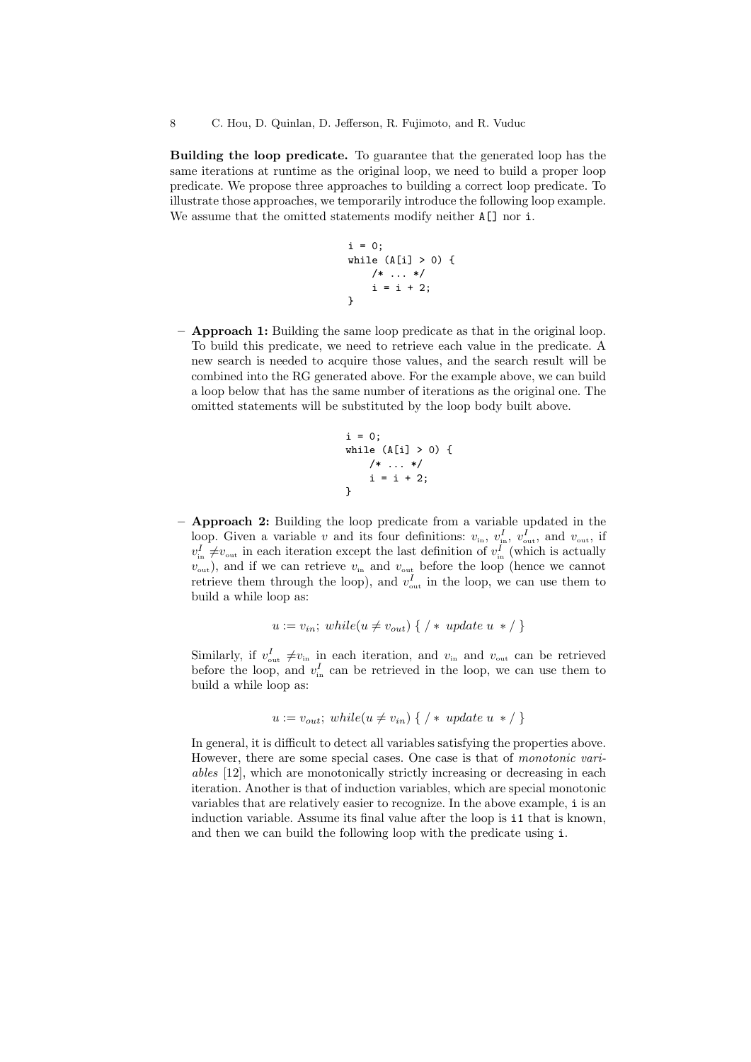**Building the loop predicate.** To guarantee that the generated loop has the same iterations at runtime as the original loop, we need to build a proper loop predicate. We propose three approaches to building a correct loop predicate. To illustrate those approaches, we temporarily introduce the following loop example. We assume that the omitted statements modify neither `A[]` nor `i`.

```
i = 0;
while (A[i] > 0) {
    /* ... */
    i = i + 2;
}
```

- **Approach 1:** Building the same loop predicate as that in the original loop. To build this predicate, we need to retrieve each value in the predicate. A new search is needed to acquire those values, and the search result will be combined into the RG generated above. For the example above, we can build a loop below that has the same number of iterations as the original one. The omitted statements will be substituted by the loop body built above.

```
i = 0;
while (A[i] > 0) {
    /* ... */
    i = i + 2;
}
```

- **Approach 2:** Building the loop predicate from a variable updated in the loop. Given a variable $v$ and its four definitions: $v_{\text{in}}$, $v^I_{\text{in}}$, $v^I_{\text{out}}$, and $v_{\text{out}}$, if $v^I_{\text{in}} \neq v_{\text{out}}$ in each iteration except the last definition of $v^I_{\text{in}}$ (which is actually $v_{\text{out}}$), and if we can retrieve $v_{\text{in}}$ and $v_{\text{out}}$ before the loop (hence we cannot retrieve them through the loop), and $v^I_{\text{out}}$ in the loop, we can use them to build a while loop as:

$$u := v_{in};\ while(u \neq v_{out})\ \{\ /*\ update\ u\ */\ \}$$

  Similarly, if $v^I_{\text{out}} \neq v_{\text{in}}$ in each iteration, and $v_{\text{in}}$ and $v_{\text{out}}$ can be retrieved before the loop, and $v^I_{\text{in}}$ can be retrieved in the loop, we can use them to build a while loop as:

$$u := v_{out};\ while(u \neq v_{in})\ \{\ /*\ update\ u\ */\ \}$$

  In general, it is difficult to detect all variables satisfying the properties above. However, there are some special cases. One case is that of *monotonic variables* [12], which are monotonically strictly increasing or decreasing in each iteration. Another is that of induction variables, which are special monotonic variables that are relatively easier to recognize. In the above example, `i` is an induction variable. Assume its final value after the loop is `i1` that is known, and then we can build the following loop with the predicate using `i`.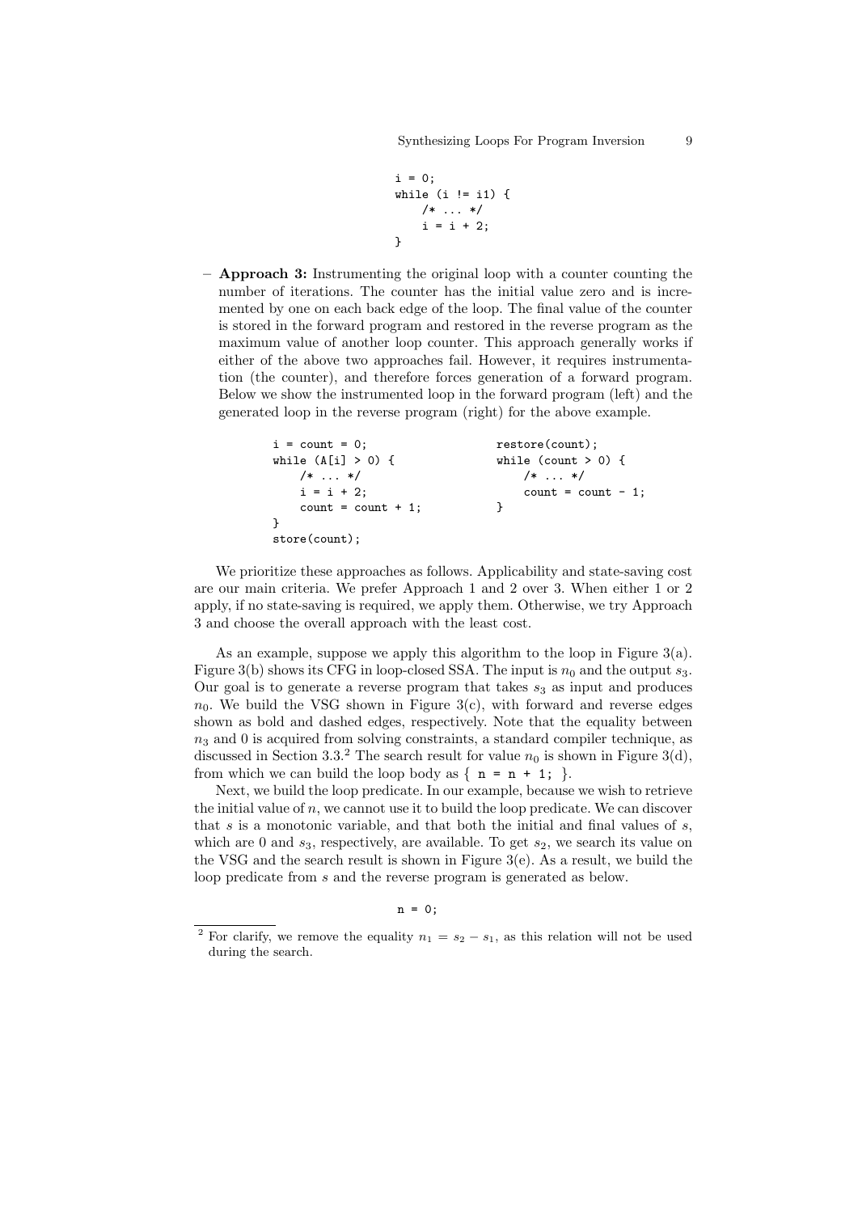```
i = 0;
while (i != i1) {
    /* ... */
    i = i + 2;
}
```

- **Approach 3:** Instrumenting the original loop with a counter counting the number of iterations. The counter has the initial value zero and is incremented by one on each back edge of the loop. The final value of the counter is stored in the forward program and restored in the reverse program as the maximum value of another loop counter. This approach generally works if either of the above two approaches fail. However, it requires instrumentation (the counter), and therefore forces generation of a forward program. Below we show the instrumented loop in the forward program (left) and the generated loop in the reverse program (right) for the above example.

```
i = count = 0;
while (A[i] > 0) {
    /* ... */
    i = i + 2;
    count = count + 1;
}
store(count);
```

```
restore(count);
while (count > 0) {
    /* ... */
    count = count - 1;
}
```

We prioritize these approaches as follows. Applicability and state-saving cost are our main criteria. We prefer Approach 1 and 2 over 3. When either 1 or 2 apply, if no state-saving is required, we apply them. Otherwise, we try Approach 3 and choose the overall approach with the least cost.

As an example, suppose we apply this algorithm to the loop in Figure 3(a). Figure 3(b) shows its CFG in loop-closed SSA. The input is $n_0$ and the output $s_3$. Our goal is to generate a reverse program that takes $s_3$ as input and produces $n_0$. We build the VSG shown in Figure 3(c), with forward and reverse edges shown as bold and dashed edges, respectively. Note that the equality between $n_3$ and 0 is acquired from solving constraints, a standard compiler technique, as discussed in Section 3.3.[2] The search result for value $n_0$ is shown in Figure 3(d), from which we can build the loop body as { `n = n + 1;` }.

Next, we build the loop predicate. In our example, because we wish to retrieve the initial value of $n$, we cannot use it to build the loop predicate. We can discover that $s$ is a monotonic variable, and that both the initial and final values of $s$, which are 0 and $s_3$, respectively, are available. To get $s_2$, we search its value on the VSG and the search result is shown in Figure 3(e). As a result, we build the loop predicate from $s$ and the reverse program is generated as below.

```
n = 0;
```

[2] For clarify, we remove the equality $n_1 = s_2 - s_1$, as this relation will not be used during the search.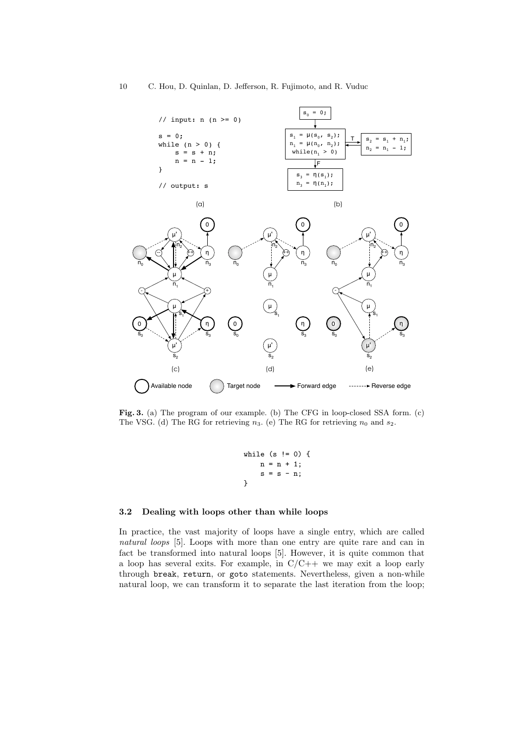```
// input: n (n >= 0)

s = 0;
while (n > 0) {
    s = s + n;
    n = n - 1;
}

// output: s
```

(a)

(b)

(c) (d) (e)

**Fig. 3.** (a) The program of our example. (b) The CFG in loop-closed SSA form. (c) The VSG. (d) The RG for retrieving $n_3$. (e) The RG for retrieving $n_0$ and $s_2$.

```
while (s != 0) {
    n = n + 1;
    s = s - n;
}
```

### 3.2 Dealing with loops other than while loops

In practice, the vast majority of loops have a single entry, which are called *natural loops* [5]. Loops with more than one entry are quite rare and can in fact be transformed into natural loops [5]. However, it is quite common that a loop has several exits. For example, in C/C++ we may exit a loop early through `break`, `return`, or `goto` statements. Nevertheless, given a non-while natural loop, we can transform it to separate the last iteration from the loop;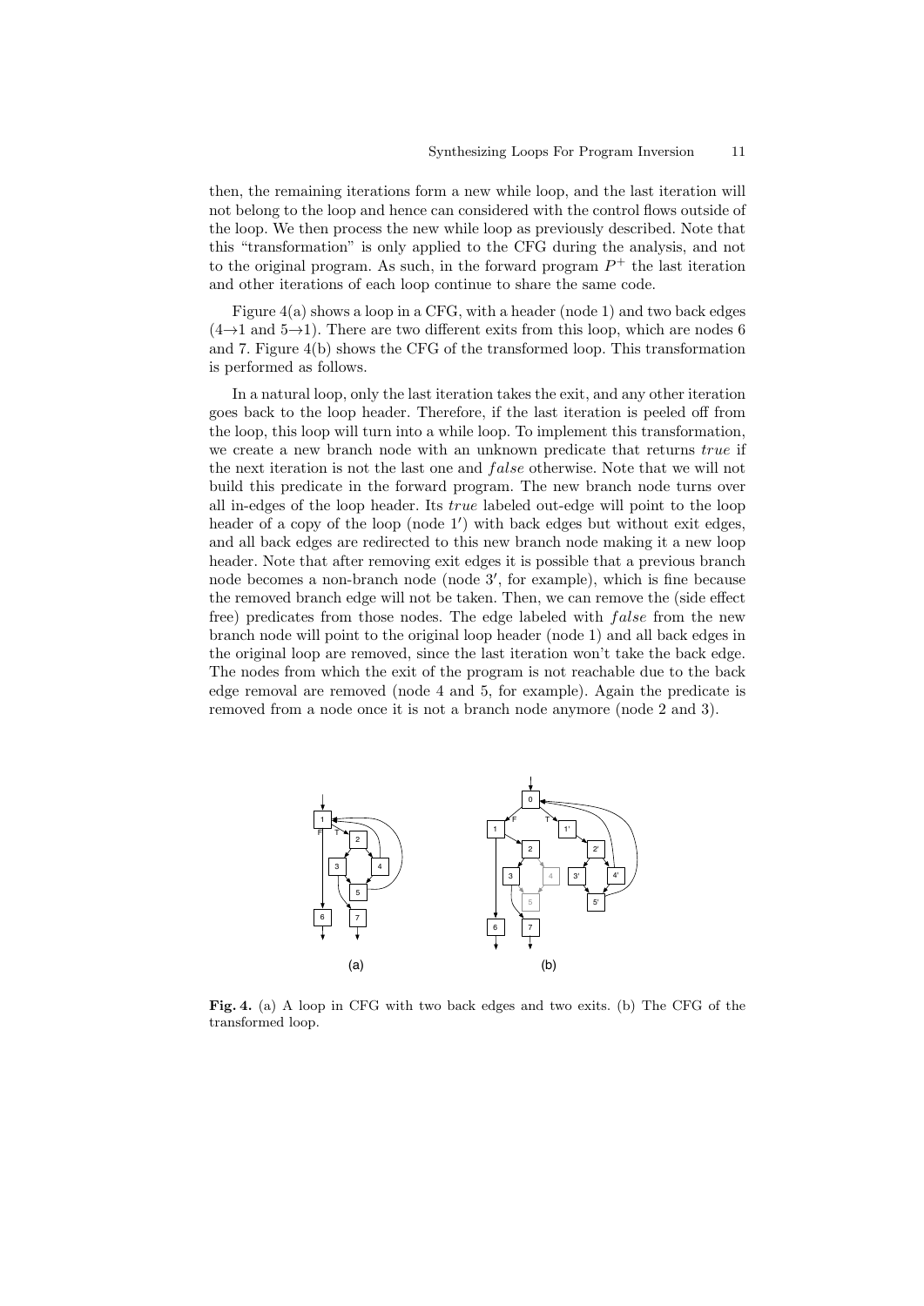then, the remaining iterations form a new while loop, and the last iteration will not belong to the loop and hence can considered with the control flows outside of the loop. We then process the new while loop as previously described. Note that this "transformation" is only applied to the CFG during the analysis, and not to the original program. As such, in the forward program $P^+$ the last iteration and other iterations of each loop continue to share the same code.

Figure 4(a) shows a loop in a CFG, with a header (node 1) and two back edges ($4 \rightarrow 1$ and $5 \rightarrow 1$). There are two different exits from this loop, which are nodes 6 and 7. Figure 4(b) shows the CFG of the transformed loop. This transformation is performed as follows.

In a natural loop, only the last iteration takes the exit, and any other iteration goes back to the loop header. Therefore, if the last iteration is peeled off from the loop, this loop will turn into a while loop. To implement this transformation, we create a new branch node with an unknown predicate that returns *true* if the next iteration is not the last one and *false* otherwise. Note that we will not build this predicate in the forward program. The new branch node turns over all in-edges of the loop header. Its *true* labeled out-edge will point to the loop header of a copy of the loop (node $1'$) with back edges but without exit edges, and all back edges are redirected to this new branch node making it a new loop header. Note that after removing exit edges it is possible that a previous branch node becomes a non-branch node (node $3'$, for example), which is fine because the removed branch edge will not be taken. Then, we can remove the (side effect free) predicates from those nodes. The edge labeled with *false* from the new branch node will point to the original loop header (node 1) and all back edges in the original loop are removed, since the last iteration won't take the back edge. The nodes from which the exit of the program is not reachable due to the back edge removal are removed (node 4 and 5, for example). Again the predicate is removed from a node once it is not a branch node anymore (node 2 and 3).

**Fig. 4.** (a) A loop in CFG with two back edges and two exits. (b) The CFG of the transformed loop.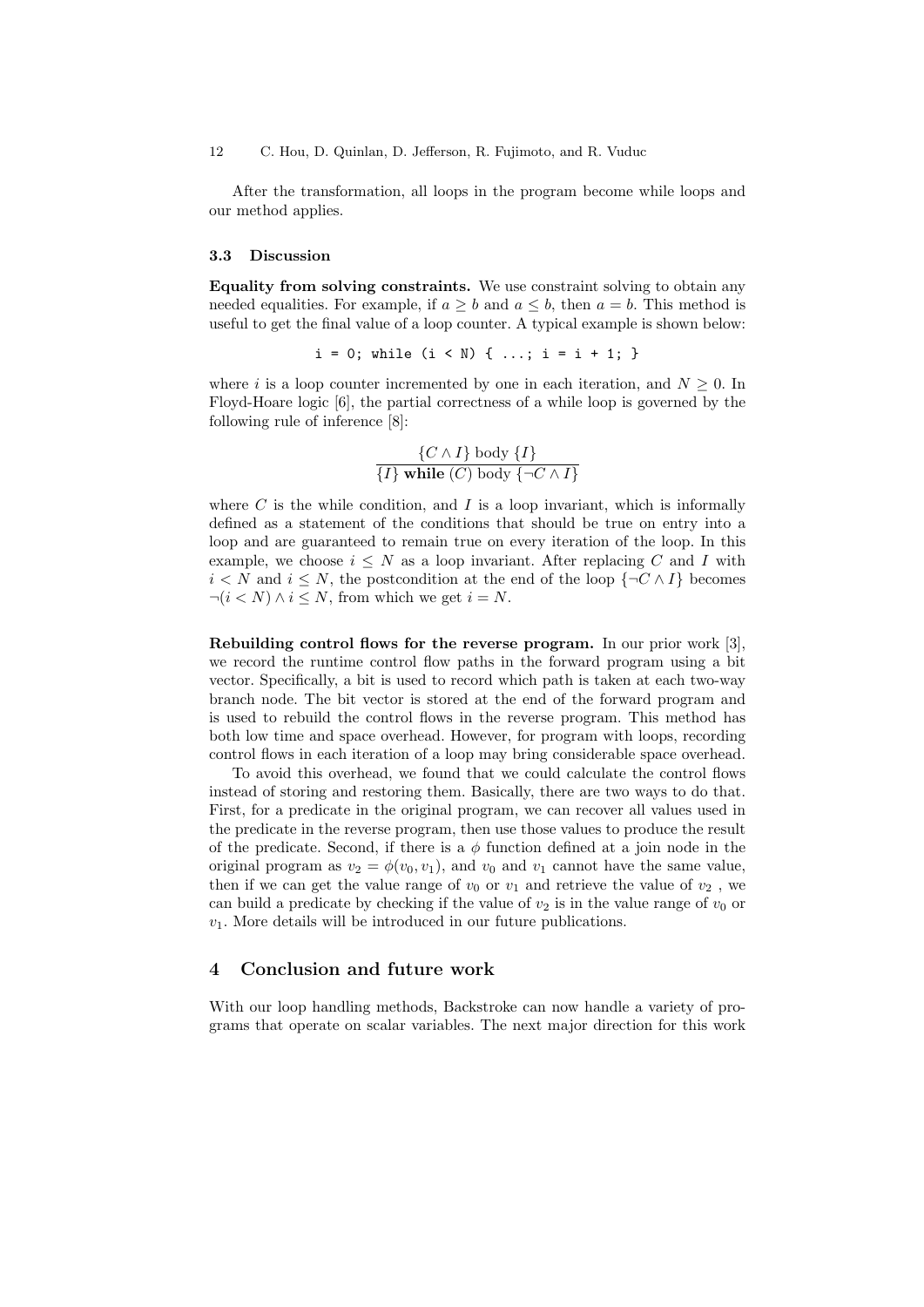After the transformation, all loops in the program become while loops and our method applies.

### 3.3 Discussion

**Equality from solving constraints.** We use constraint solving to obtain any needed equalities. For example, if $a \geq b$ and $a \leq b$, then $a = b$. This method is useful to get the final value of a loop counter. A typical example is shown below:

```
i = 0; while (i < N) { ...; i = i + 1; }
```

where $i$ is a loop counter incremented by one in each iteration, and $N \geq 0$. In Floyd-Hoare logic [6], the partial correctness of a while loop is governed by the following rule of inference [8]:

$$\frac{\{C \wedge I\} \text{ body } \{I\}}{\{I\} \textbf{ while } (C) \text{ body } \{\neg C \wedge I\}}$$

where $C$ is the while condition, and $I$ is a loop invariant, which is informally defined as a statement of the conditions that should be true on entry into a loop and are guaranteed to remain true on every iteration of the loop. In this example, we choose $i \leq N$ as a loop invariant. After replacing $C$ and $I$ with $i < N$ and $i \leq N$, the postcondition at the end of the loop $\{\neg C \wedge I\}$ becomes $\neg(i < N) \wedge i \leq N$, from which we get $i = N$.

**Rebuilding control flows for the reverse program.** In our prior work [3], we record the runtime control flow paths in the forward program using a bit vector. Specifically, a bit is used to record which path is taken at each two-way branch node. The bit vector is stored at the end of the forward program and is used to rebuild the control flows in the reverse program. This method has both low time and space overhead. However, for program with loops, recording control flows in each iteration of a loop may bring considerable space overhead.

To avoid this overhead, we found that we could calculate the control flows instead of storing and restoring them. Basically, there are two ways to do that. First, for a predicate in the original program, we can recover all values used in the predicate in the reverse program, then use those values to produce the result of the predicate. Second, if there is a $\phi$ function defined at a join node in the original program as $v_2 = \phi(v_0, v_1)$, and $v_0$ and $v_1$ cannot have the same value, then if we can get the value range of $v_0$ or $v_1$ and retrieve the value of $v_2$ , we can build a predicate by checking if the value of $v_2$ is in the value range of $v_0$ or $v_1$. More details will be introduced in our future publications.

## 4 Conclusion and future work

With our loop handling methods, Backstroke can now handle a variety of programs that operate on scalar variables. The next major direction for this work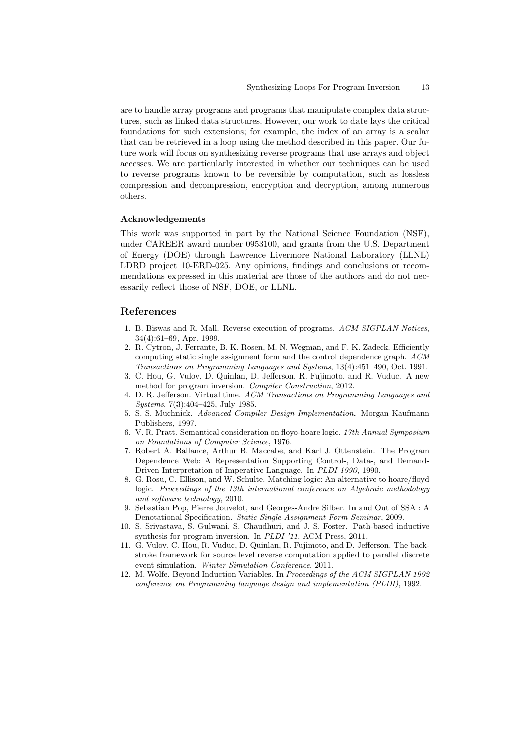are to handle array programs and programs that manipulate complex data structures, such as linked data structures. However, our work to date lays the critical foundations for such extensions; for example, the index of an array is a scalar that can be retrieved in a loop using the method described in this paper. Our future work will focus on synthesizing reverse programs that use arrays and object accesses. We are particularly interested in whether our techniques can be used to reverse programs known to be reversible by computation, such as lossless compression and decompression, encryption and decryption, among numerous others.

### Acknowledgements

This work was supported in part by the National Science Foundation (NSF), under CAREER award number 0953100, and grants from the U.S. Department of Energy (DOE) through Lawrence Livermore National Laboratory (LLNL) LDRD project 10-ERD-025. Any opinions, findings and conclusions or recommendations expressed in this material are those of the authors and do not necessarily reflect those of NSF, DOE, or LLNL.

## References

1. B. Biswas and R. Mall. Reverse execution of programs. *ACM SIGPLAN Notices*, 34(4):61–69, Apr. 1999.
2. R. Cytron, J. Ferrante, B. K. Rosen, M. N. Wegman, and F. K. Zadeck. Efficiently computing static single assignment form and the control dependence graph. *ACM Transactions on Programming Languages and Systems*, 13(4):451–490, Oct. 1991.
3. C. Hou, G. Vulov, D. Quinlan, D. Jefferson, R. Fujimoto, and R. Vuduc. A new method for program inversion. *Compiler Construction*, 2012.
4. D. R. Jefferson. Virtual time. *ACM Transactions on Programming Languages and Systems*, 7(3):404–425, July 1985.
5. S. S. Muchnick. *Advanced Compiler Design Implementation*. Morgan Kaufmann Publishers, 1997.
6. V. R. Pratt. Semantical consideration on floyo-hoare logic. *17th Annual Symposium on Foundations of Computer Science*, 1976.
7. Robert A. Ballance, Arthur B. Maccabe, and Karl J. Ottenstein. The Program Dependence Web: A Representation Supporting Control-, Data-, and Demand-Driven Interpretation of Imperative Language. In *PLDI 1990*, 1990.
8. G. Rosu, C. Ellison, and W. Schulte. Matching logic: An alternative to hoare/floyd logic. *Proceedings of the 13th international conference on Algebraic methodology and software technology*, 2010.
9. Sebastian Pop, Pierre Jouvelot, and Georges-Andre Silber. In and Out of SSA : A Denotational Specification. *Static Single-Assignment Form Seminar*, 2009.
10. S. Srivastava, S. Gulwani, S. Chaudhuri, and J. S. Foster. Path-based inductive synthesis for program inversion. In *PLDI '11*. ACM Press, 2011.
11. G. Vulov, C. Hou, R. Vuduc, D. Quinlan, R. Fujimoto, and D. Jefferson. The backstroke framework for source level reverse computation applied to parallel discrete event simulation. *Winter Simulation Conference*, 2011.
12. M. Wolfe. Beyond Induction Variables. In *Proceedings of the ACM SIGPLAN 1992 conference on Programming language design and implementation (PLDI)*, 1992.